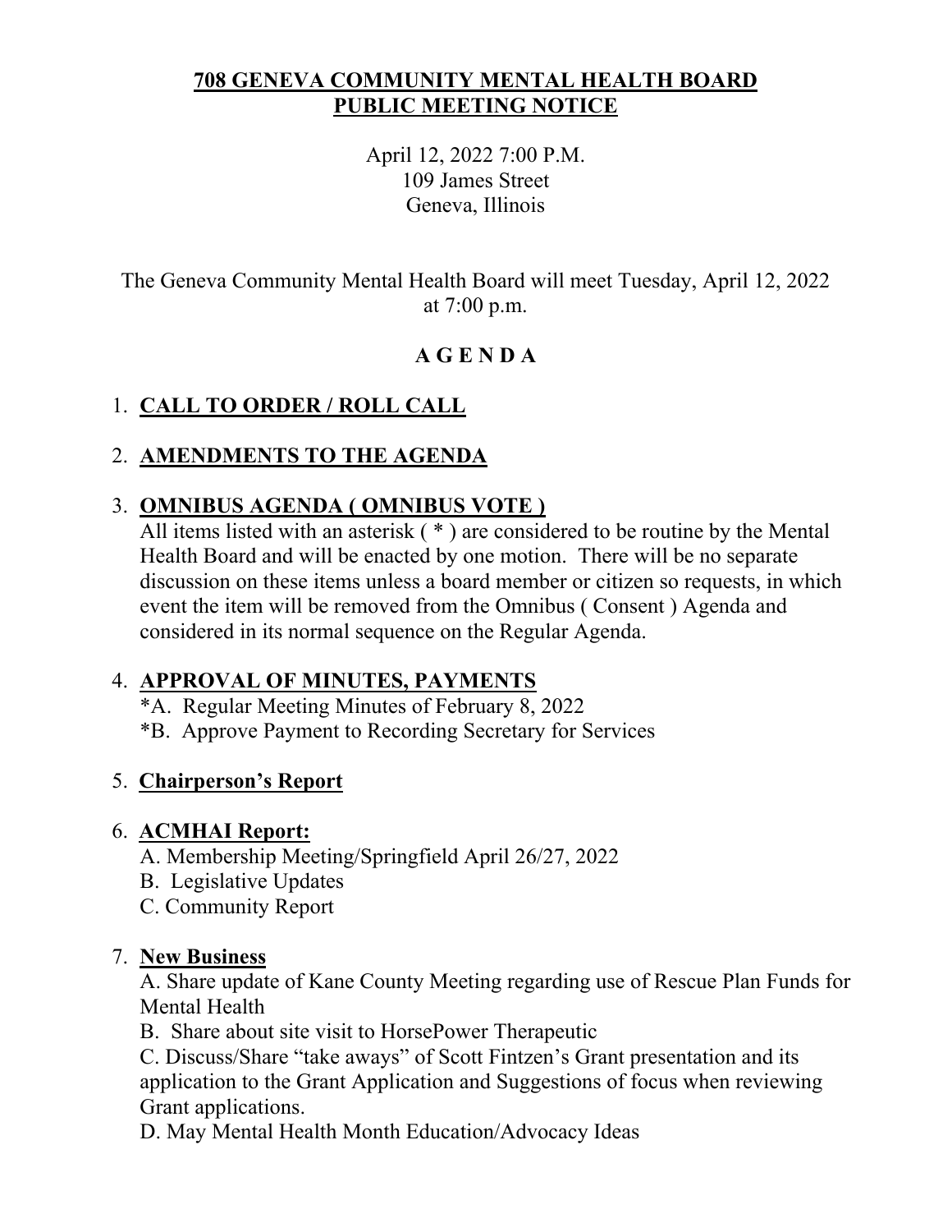# 708 GENEVA COMMUNITY MENTAL HEALTH BOARD
# PUBLIC MEETING NOTICE

April 12, 2022 7:00 P.M.
109 James Street
Geneva, Illinois

The Geneva Community Mental Health Board will meet Tuesday, April 12, 2022 at 7:00 p.m.

## A G E N D A

1. **CALL TO ORDER / ROLL CALL**

2. **AMENDMENTS TO THE AGENDA**

3. **OMNIBUS AGENDA ( OMNIBUS VOTE )**
   All items listed with an asterisk ( * ) are considered to be routine by the Mental Health Board and will be enacted by one motion. There will be no separate discussion on these items unless a board member or citizen so requests, in which event the item will be removed from the Omnibus ( Consent ) Agenda and considered in its normal sequence on the Regular Agenda.

4. **APPROVAL OF MINUTES, PAYMENTS**
   *A. Regular Meeting Minutes of February 8, 2022
   *B. Approve Payment to Recording Secretary for Services

5. **Chairperson's Report**

6. **ACMHAI Report:**
   A. Membership Meeting/Springfield April 26/27, 2022
   B. Legislative Updates
   C. Community Report

7. **New Business**
   A. Share update of Kane County Meeting regarding use of Rescue Plan Funds for Mental Health
   B. Share about site visit to HorsePower Therapeutic
   C. Discuss/Share "take aways" of Scott Fintzen's Grant presentation and its application to the Grant Application and Suggestions of focus when reviewing Grant applications.
   D. May Mental Health Month Education/Advocacy Ideas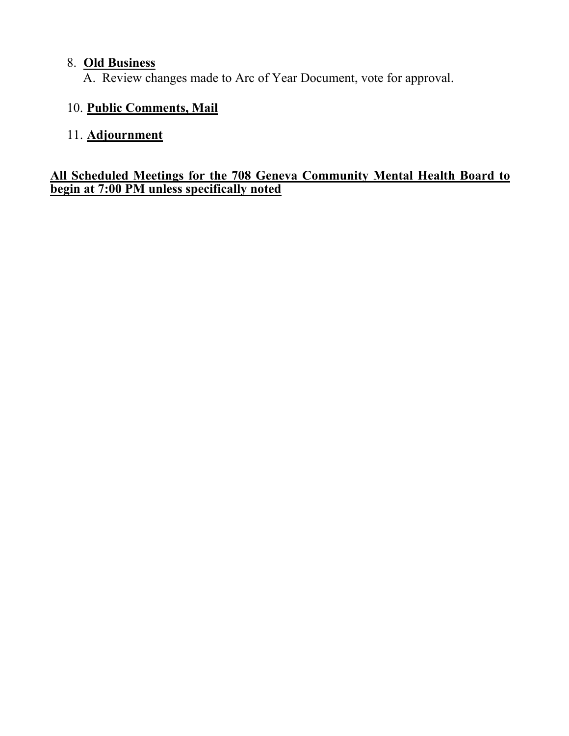8. **Old Business**
   A. Review changes made to Arc of Year Document, vote for approval.

10. **Public Comments, Mail**

11. **Adjournment**

**All Scheduled Meetings for the 708 Geneva Community Mental Health Board to begin at 7:00 PM unless specifically noted**